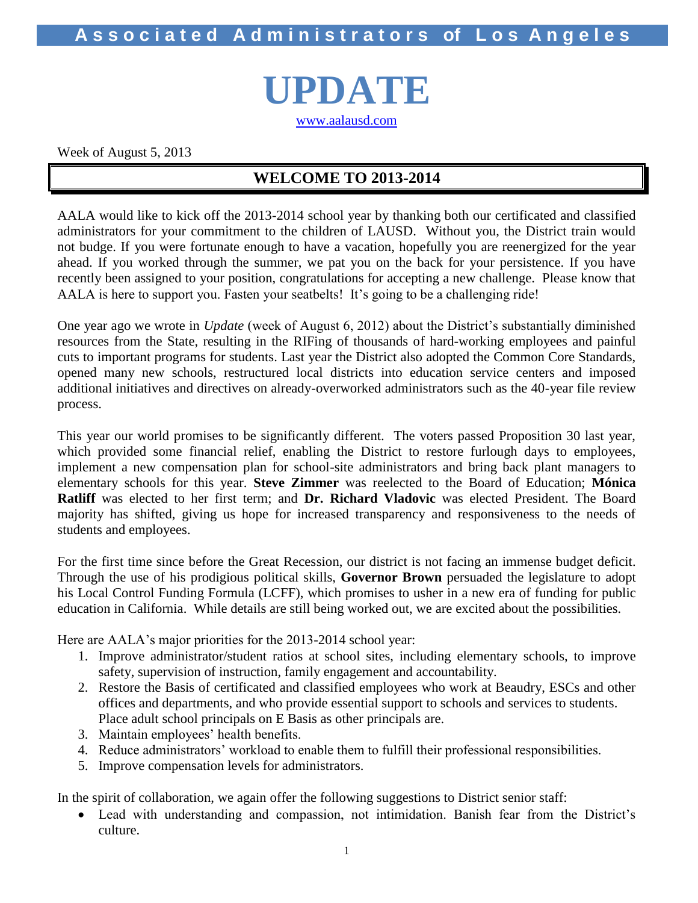# Associated Administrators of Los Angeles

# UPDATE

www.aalausd.com

Week of August 5, 2013

## WELCOME TO 2013-2014

AALA would like to kick off the 2013-2014 school year by thanking both our certificated and classified administrators for your commitment to the children of LAUSD. Without you, the District train would not budge. If you were fortunate enough to have a vacation, hopefully you are reenergized for the year ahead. If you worked through the summer, we pat you on the back for your persistence. If you have recently been assigned to your position, congratulations for accepting a new challenge. Please know that AALA is here to support you. Fasten your seatbelts! It's going to be a challenging ride!

One year ago we wrote in *Update* (week of August 6, 2012) about the District's substantially diminished resources from the State, resulting in the RIFing of thousands of hard-working employees and painful cuts to important programs for students. Last year the District also adopted the Common Core Standards, opened many new schools, restructured local districts into education service centers and imposed additional initiatives and directives on already-overworked administrators such as the 40-year file review process.

This year our world promises to be significantly different. The voters passed Proposition 30 last year, which provided some financial relief, enabling the District to restore furlough days to employees, implement a new compensation plan for school-site administrators and bring back plant managers to elementary schools for this year. **Steve Zimmer** was reelected to the Board of Education; **Mónica Ratliff** was elected to her first term; and **Dr. Richard Vladovic** was elected President. The Board majority has shifted, giving us hope for increased transparency and responsiveness to the needs of students and employees.

For the first time since before the Great Recession, our district is not facing an immense budget deficit. Through the use of his prodigious political skills, **Governor Brown** persuaded the legislature to adopt his Local Control Funding Formula (LCFF), which promises to usher in a new era of funding for public education in California. While details are still being worked out, we are excited about the possibilities.

Here are AALA's major priorities for the 2013-2014 school year:

1. Improve administrator/student ratios at school sites, including elementary schools, to improve safety, supervision of instruction, family engagement and accountability.
2. Restore the Basis of certificated and classified employees who work at Beaudry, ESCs and other offices and departments, and who provide essential support to schools and services to students. Place adult school principals on E Basis as other principals are.
3. Maintain employees' health benefits.
4. Reduce administrators' workload to enable them to fulfill their professional responsibilities.
5. Improve compensation levels for administrators.

In the spirit of collaboration, we again offer the following suggestions to District senior staff:

- Lead with understanding and compassion, not intimidation. Banish fear from the District's culture.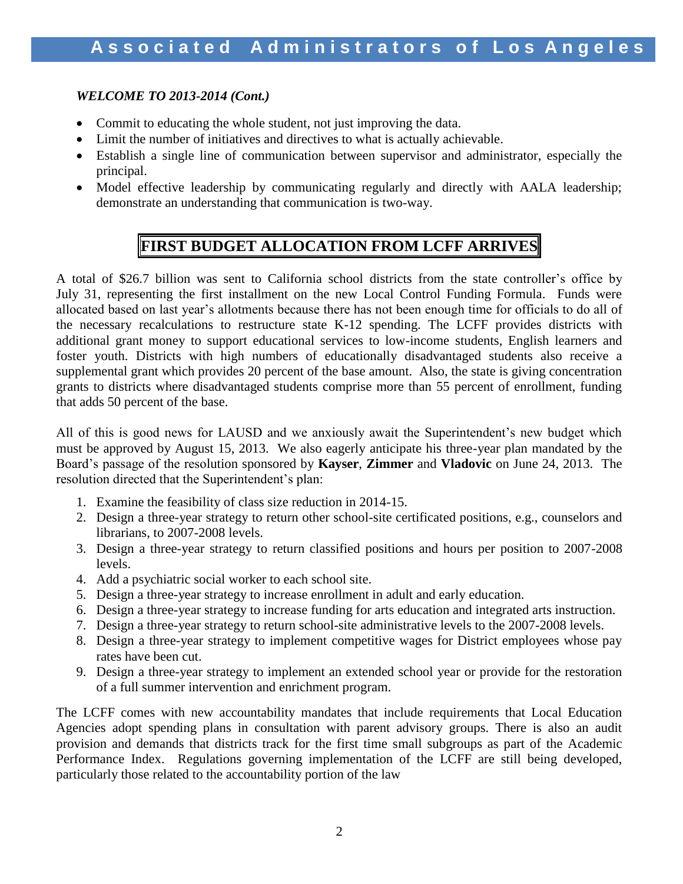***WELCOME TO 2013-2014 (Cont.)***

- Commit to educating the whole student, not just improving the data.
- Limit the number of initiatives and directives to what is actually achievable.
- Establish a single line of communication between supervisor and administrator, especially the principal.
- Model effective leadership by communicating regularly and directly with AALA leadership; demonstrate an understanding that communication is two-way.

## FIRST BUDGET ALLOCATION FROM LCFF ARRIVES

A total of $26.7 billion was sent to California school districts from the state controller's office by July 31, representing the first installment on the new Local Control Funding Formula. Funds were allocated based on last year's allotments because there has not been enough time for officials to do all of the necessary recalculations to restructure state K-12 spending. The LCFF provides districts with additional grant money to support educational services to low-income students, English learners and foster youth. Districts with high numbers of educationally disadvantaged students also receive a supplemental grant which provides 20 percent of the base amount. Also, the state is giving concentration grants to districts where disadvantaged students comprise more than 55 percent of enrollment, funding that adds 50 percent of the base.

All of this is good news for LAUSD and we anxiously await the Superintendent's new budget which must be approved by August 15, 2013. We also eagerly anticipate his three-year plan mandated by the Board's passage of the resolution sponsored by **Kayser**, **Zimmer** and **Vladovic** on June 24, 2013. The resolution directed that the Superintendent's plan:

1. Examine the feasibility of class size reduction in 2014-15.
2. Design a three-year strategy to return other school-site certificated positions, e.g., counselors and librarians, to 2007-2008 levels.
3. Design a three-year strategy to return classified positions and hours per position to 2007-2008 levels.
4. Add a psychiatric social worker to each school site.
5. Design a three-year strategy to increase enrollment in adult and early education.
6. Design a three-year strategy to increase funding for arts education and integrated arts instruction.
7. Design a three-year strategy to return school-site administrative levels to the 2007-2008 levels.
8. Design a three-year strategy to implement competitive wages for District employees whose pay rates have been cut.
9. Design a three-year strategy to implement an extended school year or provide for the restoration of a full summer intervention and enrichment program.

The LCFF comes with new accountability mandates that include requirements that Local Education Agencies adopt spending plans in consultation with parent advisory groups. There is also an audit provision and demands that districts track for the first time small subgroups as part of the Academic Performance Index. Regulations governing implementation of the LCFF are still being developed, particularly those related to the accountability portion of the law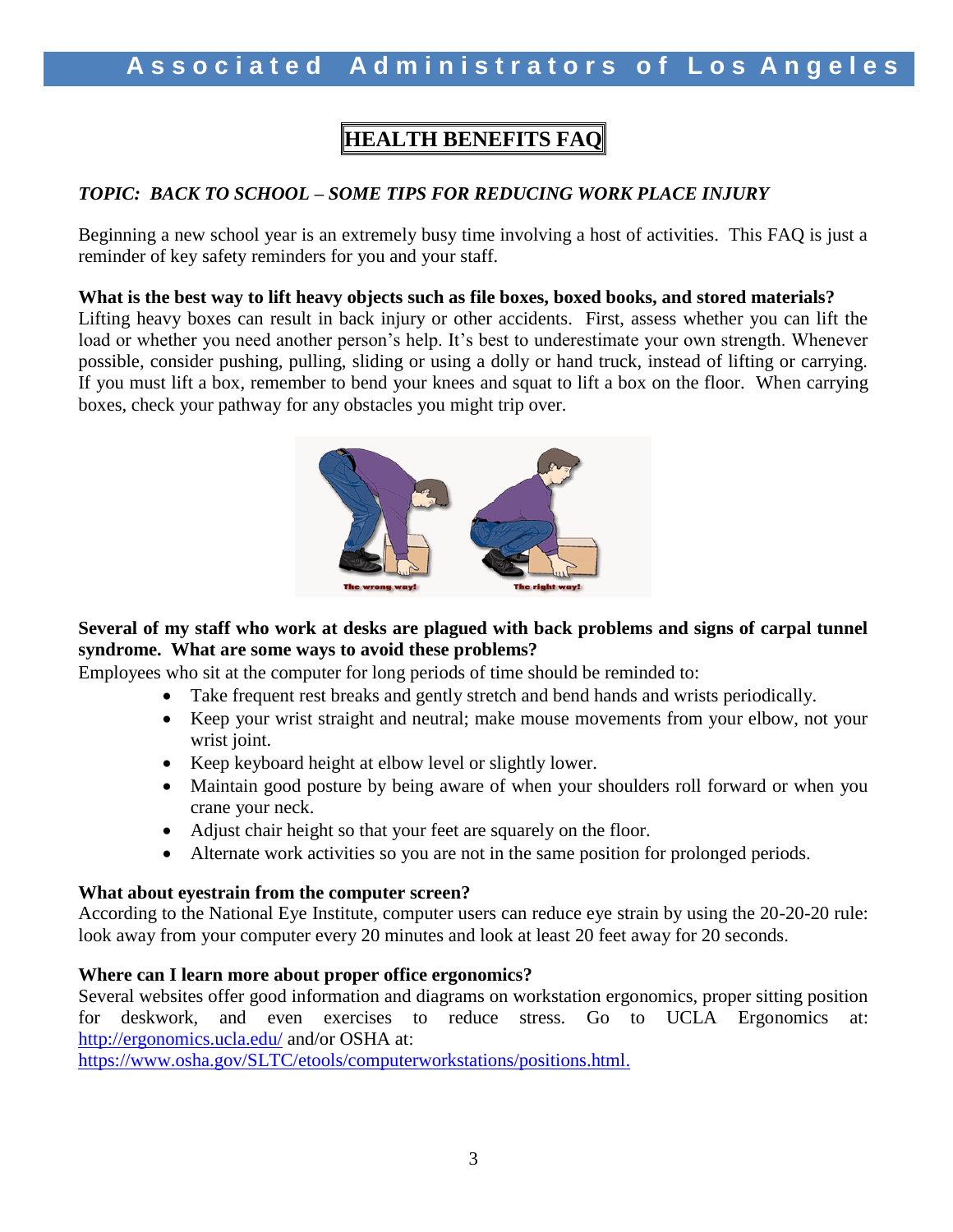# HEALTH BENEFITS FAQ

*TOPIC: BACK TO SCHOOL – SOME TIPS FOR REDUCING WORK PLACE INJURY*

Beginning a new school year is an extremely busy time involving a host of activities. This FAQ is just a reminder of key safety reminders for you and your staff.

**What is the best way to lift heavy objects such as file boxes, boxed books, and stored materials?**

Lifting heavy boxes can result in back injury or other accidents. First, assess whether you can lift the load or whether you need another person's help. It's best to underestimate your own strength. Whenever possible, consider pushing, pulling, sliding or using a dolly or hand truck, instead of lifting or carrying. If you must lift a box, remember to bend your knees and squat to lift a box on the floor. When carrying boxes, check your pathway for any obstacles you might trip over.

**Several of my staff who work at desks are plagued with back problems and signs of carpal tunnel syndrome. What are some ways to avoid these problems?**

Employees who sit at the computer for long periods of time should be reminded to:

- Take frequent rest breaks and gently stretch and bend hands and wrists periodically.
- Keep your wrist straight and neutral; make mouse movements from your elbow, not your wrist joint.
- Keep keyboard height at elbow level or slightly lower.
- Maintain good posture by being aware of when your shoulders roll forward or when you crane your neck.
- Adjust chair height so that your feet are squarely on the floor.
- Alternate work activities so you are not in the same position for prolonged periods.

**What about eyestrain from the computer screen?**

According to the National Eye Institute, computer users can reduce eye strain by using the 20-20-20 rule: look away from your computer every 20 minutes and look at least 20 feet away for 20 seconds.

**Where can I learn more about proper office ergonomics?**

Several websites offer good information and diagrams on workstation ergonomics, proper sitting position for deskwork, and even exercises to reduce stress. Go to UCLA Ergonomics at: http://ergonomics.ucla.edu/ and/or OSHA at: https://www.osha.gov/SLTC/etools/computerworkstations/positions.html.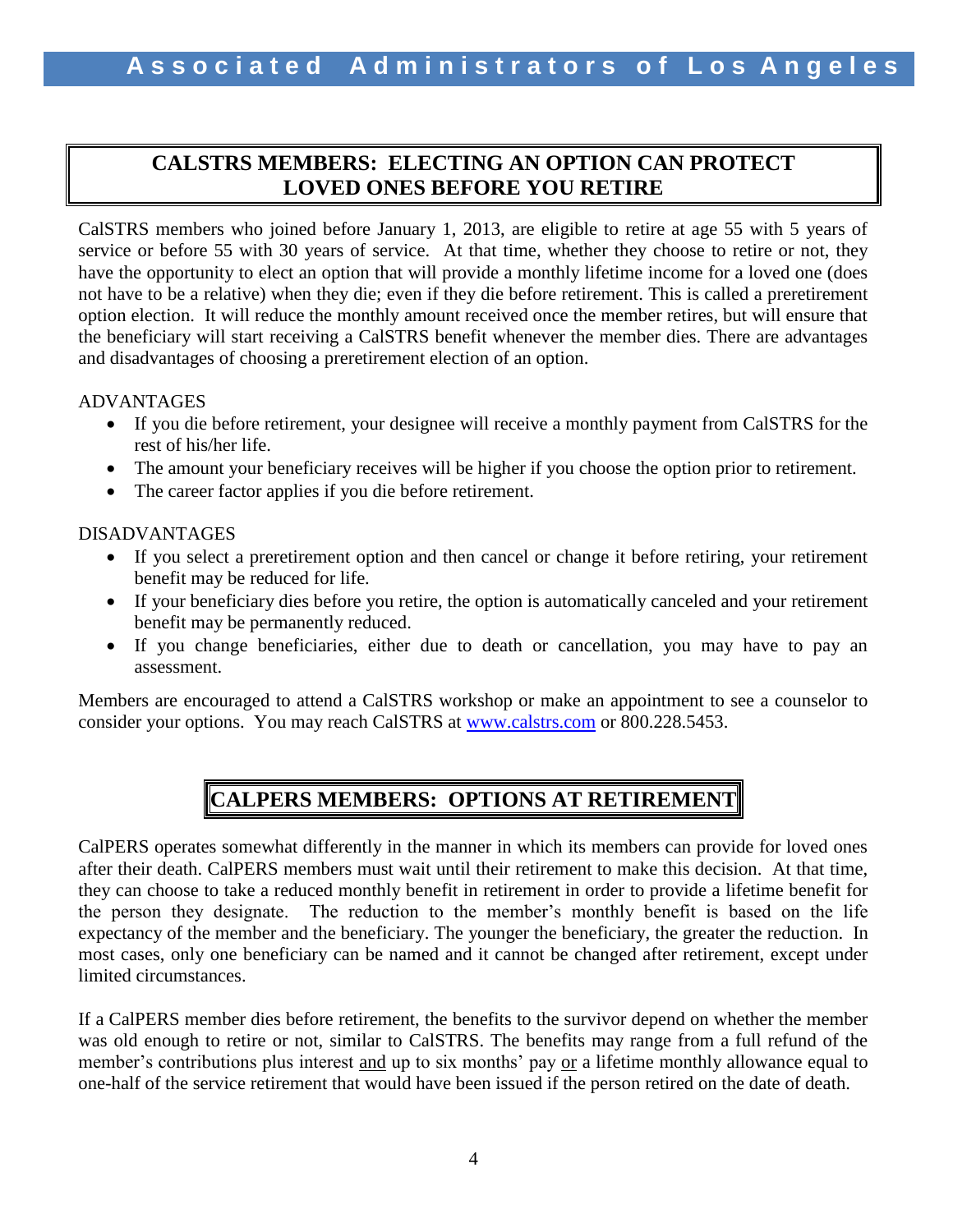## CALSTRS MEMBERS: ELECTING AN OPTION CAN PROTECT LOVED ONES BEFORE YOU RETIRE

CalSTRS members who joined before January 1, 2013, are eligible to retire at age 55 with 5 years of service or before 55 with 30 years of service. At that time, whether they choose to retire or not, they have the opportunity to elect an option that will provide a monthly lifetime income for a loved one (does not have to be a relative) when they die; even if they die before retirement. This is called a preretirement option election. It will reduce the monthly amount received once the member retires, but will ensure that the beneficiary will start receiving a CalSTRS benefit whenever the member dies. There are advantages and disadvantages of choosing a preretirement election of an option.

ADVANTAGES

- If you die before retirement, your designee will receive a monthly payment from CalSTRS for the rest of his/her life.
- The amount your beneficiary receives will be higher if you choose the option prior to retirement.
- The career factor applies if you die before retirement.

DISADVANTAGES

- If you select a preretirement option and then cancel or change it before retiring, your retirement benefit may be reduced for life.
- If your beneficiary dies before you retire, the option is automatically canceled and your retirement benefit may be permanently reduced.
- If you change beneficiaries, either due to death or cancellation, you may have to pay an assessment.

Members are encouraged to attend a CalSTRS workshop or make an appointment to see a counselor to consider your options. You may reach CalSTRS at [www.calstrs.com](http://www.calstrs.com) or 800.228.5453.

## CALPERS MEMBERS: OPTIONS AT RETIREMENT

CalPERS operates somewhat differently in the manner in which its members can provide for loved ones after their death. CalPERS members must wait until their retirement to make this decision. At that time, they can choose to take a reduced monthly benefit in retirement in order to provide a lifetime benefit for the person they designate. The reduction to the member's monthly benefit is based on the life expectancy of the member and the beneficiary. The younger the beneficiary, the greater the reduction. In most cases, only one beneficiary can be named and it cannot be changed after retirement, except under limited circumstances.

If a CalPERS member dies before retirement, the benefits to the survivor depend on whether the member was old enough to retire or not, similar to CalSTRS. The benefits may range from a full refund of the member's contributions plus interest <u>and</u> up to six months' pay <u>or</u> a lifetime monthly allowance equal to one-half of the service retirement that would have been issued if the person retired on the date of death.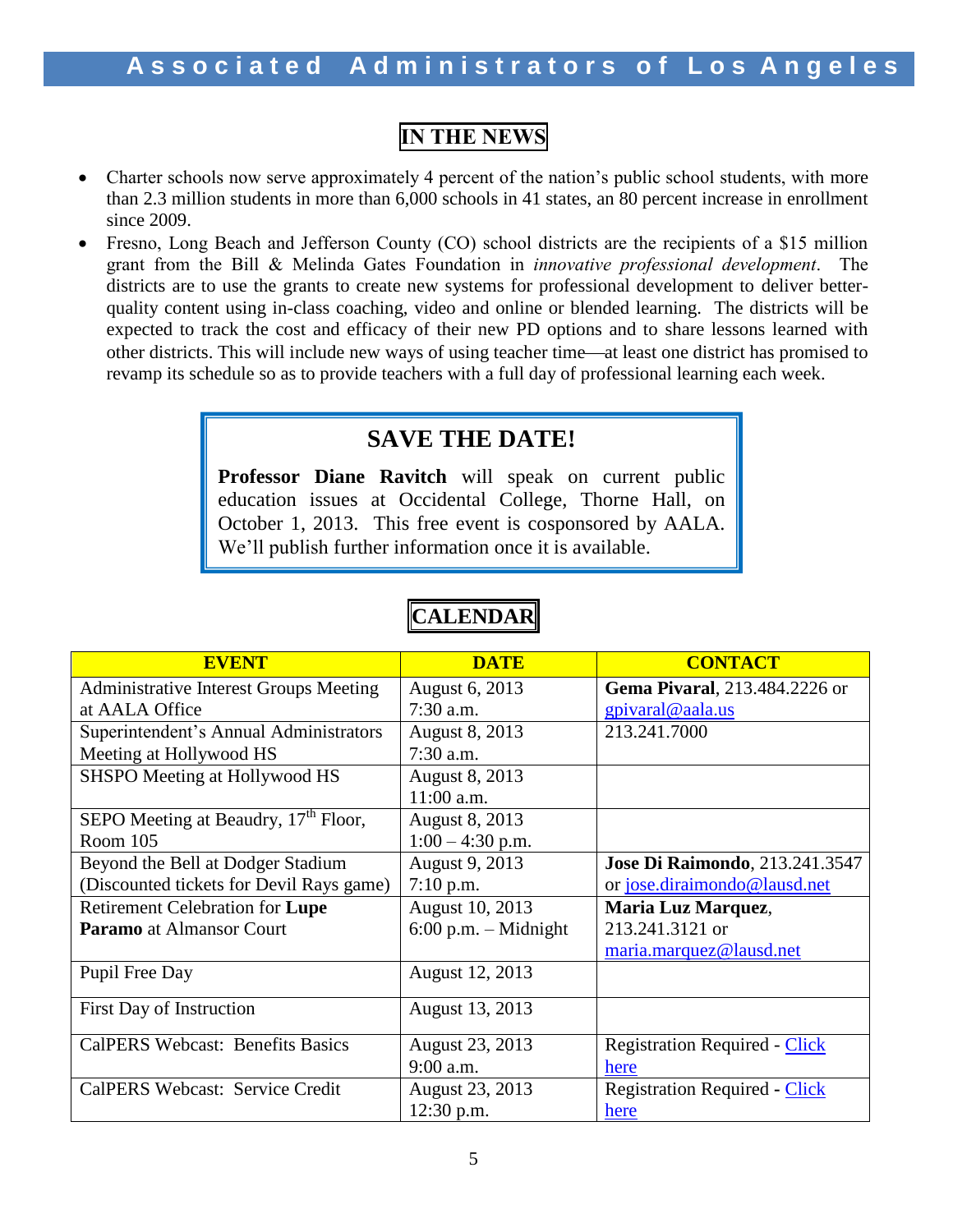## IN THE NEWS

- Charter schools now serve approximately 4 percent of the nation's public school students, with more than 2.3 million students in more than 6,000 schools in 41 states, an 80 percent increase in enrollment since 2009.
- Fresno, Long Beach and Jefferson County (CO) school districts are the recipients of a $15 million grant from the Bill & Melinda Gates Foundation in *innovative professional development*. The districts are to use the grants to create new systems for professional development to deliver better-quality content using in-class coaching, video and online or blended learning. The districts will be expected to track the cost and efficacy of their new PD options and to share lessons learned with other districts. This will include new ways of using teacher time—at least one district has promised to revamp its schedule so as to provide teachers with a full day of professional learning each week.

## SAVE THE DATE!

**Professor Diane Ravitch** will speak on current public education issues at Occidental College, Thorne Hall, on October 1, 2013. This free event is cosponsored by AALA. We'll publish further information once it is available.

## CALENDAR

| EVENT | DATE | CONTACT |
|---|---|---|
| Administrative Interest Groups Meeting at AALA Office | August 6, 2013 7:30 a.m. | **Gema Pivaral**, 213.484.2226 or gpivaral@aala.us |
| Superintendent's Annual Administrators Meeting at Hollywood HS | August 8, 2013 7:30 a.m. | 213.241.7000 |
| SHSPO Meeting at Hollywood HS | August 8, 2013 11:00 a.m. | |
| SEPO Meeting at Beaudry, 17th Floor, Room 105 | August 8, 2013 1:00 – 4:30 p.m. | |
| Beyond the Bell at Dodger Stadium (Discounted tickets for Devil Rays game) | August 9, 2013 7:10 p.m. | **Jose Di Raimondo**, 213.241.3547 or jose.diraimondo@lausd.net |
| Retirement Celebration for **Lupe Paramo** at Almansor Court | August 10, 2013 6:00 p.m. – Midnight | **Maria Luz Marquez**, 213.241.3121 or maria.marquez@lausd.net |
| Pupil Free Day | August 12, 2013 | |
| First Day of Instruction | August 13, 2013 | |
| CalPERS Webcast: Benefits Basics | August 23, 2013 9:00 a.m. | Registration Required - Click here |
| CalPERS Webcast: Service Credit | August 23, 2013 12:30 p.m. | Registration Required - Click here |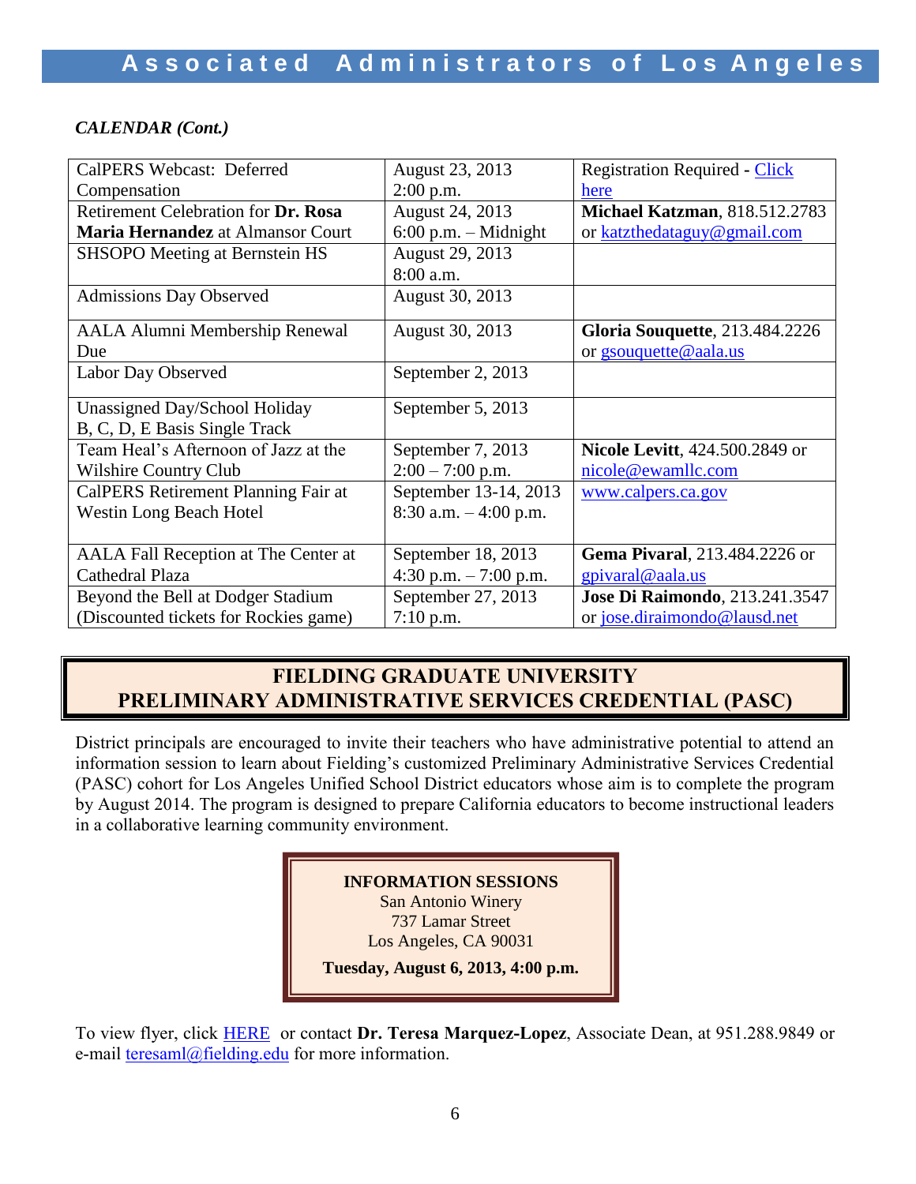*CALENDAR (Cont.)*

| | | |
|---|---|---|
| CalPERS Webcast: Deferred Compensation | August 23, 2013 2:00 p.m. | Registration Required - Click here |
| Retirement Celebration for **Dr. Rosa Maria Hernandez** at Almansor Court | August 24, 2013 6:00 p.m. – Midnight | **Michael Katzman**, 818.512.2783 or katzthedataguy@gmail.com |
| SHSOPO Meeting at Bernstein HS | August 29, 2013 8:00 a.m. | |
| Admissions Day Observed | August 30, 2013 | |
| AALA Alumni Membership Renewal Due | August 30, 2013 | **Gloria Souquette**, 213.484.2226 or gsouquette@aala.us |
| Labor Day Observed | September 2, 2013 | |
| Unassigned Day/School Holiday B, C, D, E Basis Single Track | September 5, 2013 | |
| Team Heal's Afternoon of Jazz at the Wilshire Country Club | September 7, 2013 2:00 – 7:00 p.m. | **Nicole Levitt**, 424.500.2849 or nicole@ewamllc.com |
| CalPERS Retirement Planning Fair at Westin Long Beach Hotel | September 13-14, 2013 8:30 a.m. – 4:00 p.m. | www.calpers.ca.gov |
| AALA Fall Reception at The Center at Cathedral Plaza | September 18, 2013 4:30 p.m. – 7:00 p.m. | **Gema Pivaral**, 213.484.2226 or gpivaral@aala.us |
| Beyond the Bell at Dodger Stadium (Discounted tickets for Rockies game) | September 27, 2013 7:10 p.m. | **Jose Di Raimondo**, 213.241.3547 or jose.diraimondo@lausd.net |

## FIELDING GRADUATE UNIVERSITY
## PRELIMINARY ADMINISTRATIVE SERVICES CREDENTIAL (PASC)

District principals are encouraged to invite their teachers who have administrative potential to attend an information session to learn about Fielding's customized Preliminary Administrative Services Credential (PASC) cohort for Los Angeles Unified School District educators whose aim is to complete the program by August 2014. The program is designed to prepare California educators to become instructional leaders in a collaborative learning community environment.

**INFORMATION SESSIONS**
San Antonio Winery
737 Lamar Street
Los Angeles, CA 90031

**Tuesday, August 6, 2013, 4:00 p.m.**

To view flyer, click HERE or contact **Dr. Teresa Marquez-Lopez**, Associate Dean, at 951.288.9849 or e-mail teresaml@fielding.edu for more information.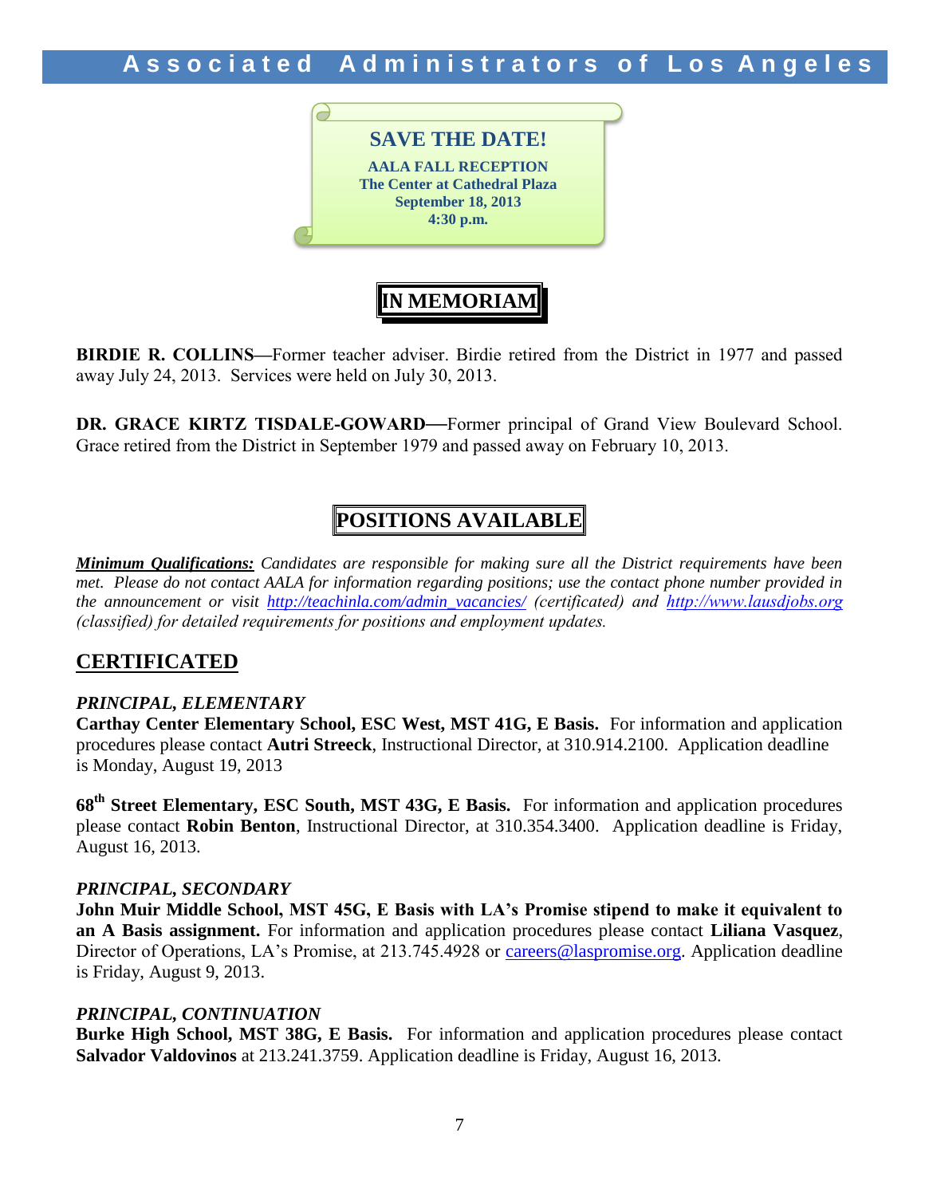**SAVE THE DATE!**

**AALA FALL RECEPTION**
**The Center at Cathedral Plaza**
**September 18, 2013**
**4:30 p.m.**

## IN MEMORIAM

**BIRDIE R. COLLINS**—Former teacher adviser. Birdie retired from the District in 1977 and passed away July 24, 2013. Services were held on July 30, 2013.

**DR. GRACE KIRTZ TISDALE-GOWARD**—Former principal of Grand View Boulevard School. Grace retired from the District in September 1979 and passed away on February 10, 2013.

## POSITIONS AVAILABLE

***Minimum Qualifications:*** *Candidates are responsible for making sure all the District requirements have been met. Please do not contact AALA for information regarding positions; use the contact phone number provided in the announcement or visit [http://teachinla.com/admin_vacancies/](http://teachinla.com/admin_vacancies/) (certificated) and [http://www.lausdjobs.org](http://www.lausdjobs.org) (classified) for detailed requirements for positions and employment updates.*

## CERTIFICATED

### *PRINCIPAL, ELEMENTARY*

**Carthay Center Elementary School, ESC West, MST 41G, E Basis.** For information and application procedures please contact **Autri Streeck**, Instructional Director, at 310.914.2100. Application deadline is Monday, August 19, 2013

**68th Street Elementary, ESC South, MST 43G, E Basis.** For information and application procedures please contact **Robin Benton**, Instructional Director, at 310.354.3400. Application deadline is Friday, August 16, 2013.

### *PRINCIPAL, SECONDARY*

**John Muir Middle School, MST 45G, E Basis with LA's Promise stipend to make it equivalent to an A Basis assignment.** For information and application procedures please contact **Liliana Vasquez**, Director of Operations, LA's Promise, at 213.745.4928 or [careers@laspromise.org](mailto:careers@laspromise.org). Application deadline is Friday, August 9, 2013.

### *PRINCIPAL, CONTINUATION*

**Burke High School, MST 38G, E Basis.** For information and application procedures please contact **Salvador Valdovinos** at 213.241.3759. Application deadline is Friday, August 16, 2013.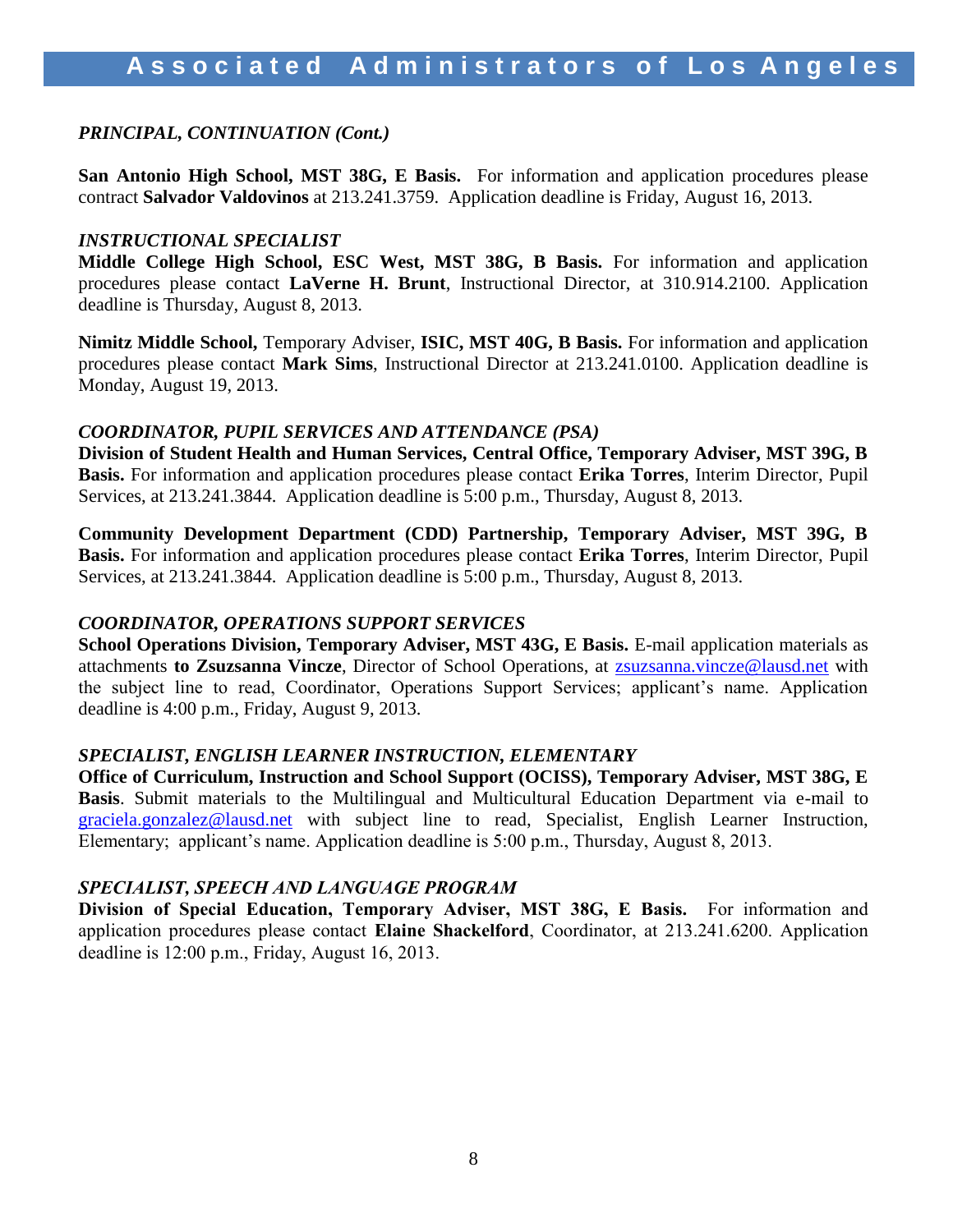### *PRINCIPAL, CONTINUATION (Cont.)*

**San Antonio High School, MST 38G, E Basis.** For information and application procedures please contract **Salvador Valdovinos** at 213.241.3759. Application deadline is Friday, August 16, 2013.

### *INSTRUCTIONAL SPECIALIST*

**Middle College High School, ESC West, MST 38G, B Basis.** For information and application procedures please contact **LaVerne H. Brunt**, Instructional Director, at 310.914.2100. Application deadline is Thursday, August 8, 2013.

**Nimitz Middle School,** Temporary Adviser, **ISIC, MST 40G, B Basis.** For information and application procedures please contact **Mark Sims**, Instructional Director at 213.241.0100. Application deadline is Monday, August 19, 2013.

### *COORDINATOR, PUPIL SERVICES AND ATTENDANCE (PSA)*

**Division of Student Health and Human Services, Central Office, Temporary Adviser, MST 39G, B Basis.** For information and application procedures please contact **Erika Torres**, Interim Director, Pupil Services, at 213.241.3844. Application deadline is 5:00 p.m., Thursday, August 8, 2013.

**Community Development Department (CDD) Partnership, Temporary Adviser, MST 39G, B Basis.** For information and application procedures please contact **Erika Torres**, Interim Director, Pupil Services, at 213.241.3844. Application deadline is 5:00 p.m., Thursday, August 8, 2013.

### *COORDINATOR, OPERATIONS SUPPORT SERVICES*

**School Operations Division, Temporary Adviser, MST 43G, E Basis.** E-mail application materials as attachments **to Zsuzsanna Vincze**, Director of School Operations, at zsuzsanna.vincze@lausd.net with the subject line to read, Coordinator, Operations Support Services; applicant's name. Application deadline is 4:00 p.m., Friday, August 9, 2013.

### *SPECIALIST, ENGLISH LEARNER INSTRUCTION, ELEMENTARY*

**Office of Curriculum, Instruction and School Support (OCISS), Temporary Adviser, MST 38G, E Basis**. Submit materials to the Multilingual and Multicultural Education Department via e-mail to graciela.gonzalez@lausd.net with subject line to read, Specialist, English Learner Instruction, Elementary; applicant's name. Application deadline is 5:00 p.m., Thursday, August 8, 2013.

### *SPECIALIST, SPEECH AND LANGUAGE PROGRAM*

**Division of Special Education, Temporary Adviser, MST 38G, E Basis.** For information and application procedures please contact **Elaine Shackelford**, Coordinator, at 213.241.6200. Application deadline is 12:00 p.m., Friday, August 16, 2013.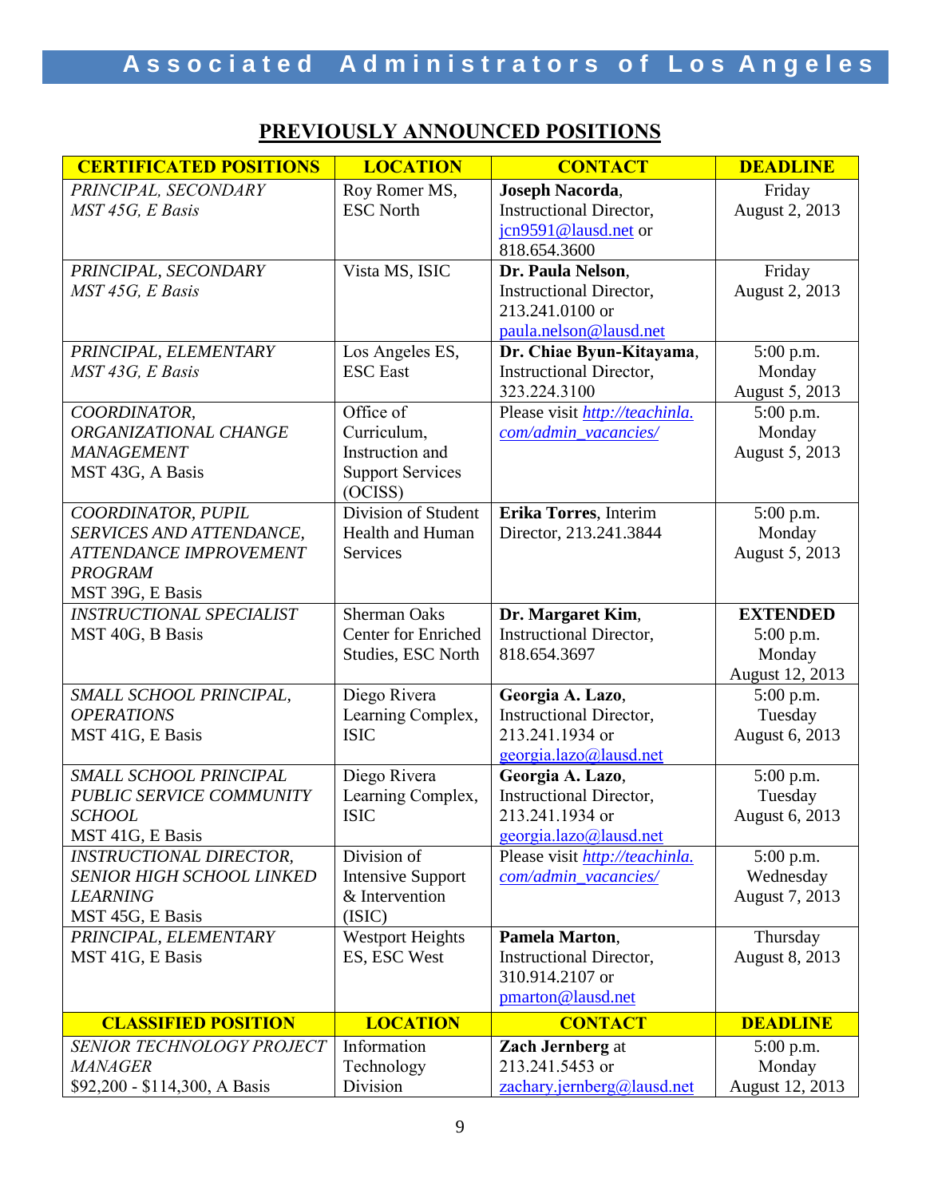## PREVIOUSLY ANNOUNCED POSITIONS

| CERTIFICATED POSITIONS | LOCATION | CONTACT | DEADLINE |
|---|---|---|---|
| *PRINCIPAL, SECONDARY MST 45G, E Basis* | Roy Romer MS, ESC North | **Joseph Nacorda**, Instructional Director, jcn9591@lausd.net or 818.654.3600 | Friday August 2, 2013 |
| *PRINCIPAL, SECONDARY MST 45G, E Basis* | Vista MS, ISIC | **Dr. Paula Nelson**, Instructional Director, 213.241.0100 or paula.nelson@lausd.net | Friday August 2, 2013 |
| *PRINCIPAL, ELEMENTARY MST 43G, E Basis* | Los Angeles ES, ESC East | **Dr. Chiae Byun-Kitayama**, Instructional Director, 323.224.3100 | 5:00 p.m. Monday August 5, 2013 |
| *COORDINATOR, ORGANIZATIONAL CHANGE MANAGEMENT* MST 43G, A Basis | Office of Curriculum, Instruction and Support Services (OCISS) | Please visit *http://teachinla.com/admin_vacancies/* | 5:00 p.m. Monday August 5, 2013 |
| *COORDINATOR, PUPIL SERVICES AND ATTENDANCE, ATTENDANCE IMPROVEMENT PROGRAM* MST 39G, E Basis | Division of Student Health and Human Services | **Erika Torres**, Interim Director, 213.241.3844 | 5:00 p.m. Monday August 5, 2013 |
| *INSTRUCTIONAL SPECIALIST* MST 40G, B Basis | Sherman Oaks Center for Enriched Studies, ESC North | **Dr. Margaret Kim**, Instructional Director, 818.654.3697 | **EXTENDED** 5:00 p.m. Monday August 12, 2013 |
| *SMALL SCHOOL PRINCIPAL, OPERATIONS* MST 41G, E Basis | Diego Rivera Learning Complex, ISIC | **Georgia A. Lazo**, Instructional Director, 213.241.1934 or georgia.lazo@lausd.net | 5:00 p.m. Tuesday August 6, 2013 |
| *SMALL SCHOOL PRINCIPAL PUBLIC SERVICE COMMUNITY SCHOOL* MST 41G, E Basis | Diego Rivera Learning Complex, ISIC | **Georgia A. Lazo**, Instructional Director, 213.241.1934 or georgia.lazo@lausd.net | 5:00 p.m. Tuesday August 6, 2013 |
| *INSTRUCTIONAL DIRECTOR, SENIOR HIGH SCHOOL LINKED LEARNING* MST 45G, E Basis | Division of Intensive Support & Intervention (ISIC) | Please visit *http://teachinla.com/admin_vacancies/* | 5:00 p.m. Wednesday August 7, 2013 |
| *PRINCIPAL, ELEMENTARY* MST 41G, E Basis | Westport Heights ES, ESC West | **Pamela Marton**, Instructional Director, 310.914.2107 or pmarton@lausd.net | Thursday August 8, 2013 |
| **CLASSIFIED POSITION** | **LOCATION** | **CONTACT** | **DEADLINE** |
| *SENIOR TECHNOLOGY PROJECT MANAGER* $92,200 - $114,300, A Basis | Information Technology Division | **Zach Jernberg** at 213.241.5453 or zachary.jernberg@lausd.net | 5:00 p.m. Monday August 12, 2013 |